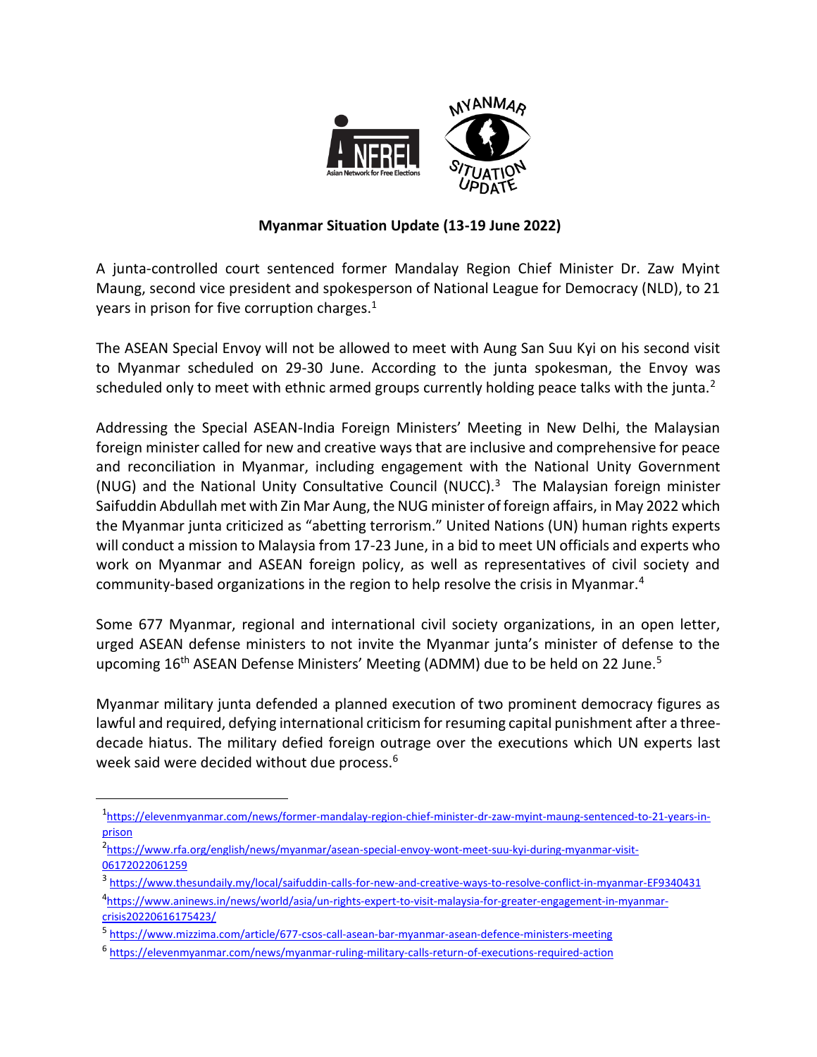**Myanmar Situation Update (13-19 June 2022)**

A junta-controlled court sentenced former Mandalay Region Chief Minister Dr. Zaw Myint Maung, second vice president and spokesperson of National League for Democracy (NLD), to 21 years in prison for five corruption charges.[1]

The ASEAN Special Envoy will not be allowed to meet with Aung San Suu Kyi on his second visit to Myanmar scheduled on 29-30 June. According to the junta spokesman, the Envoy was scheduled only to meet with ethnic armed groups currently holding peace talks with the junta.[2]

Addressing the Special ASEAN-India Foreign Ministers' Meeting in New Delhi, the Malaysian foreign minister called for new and creative ways that are inclusive and comprehensive for peace and reconciliation in Myanmar, including engagement with the National Unity Government (NUG) and the National Unity Consultative Council (NUCC).[3] The Malaysian foreign minister Saifuddin Abdullah met with Zin Mar Aung, the NUG minister of foreign affairs, in May 2022 which the Myanmar junta criticized as "abetting terrorism." United Nations (UN) human rights experts will conduct a mission to Malaysia from 17-23 June, in a bid to meet UN officials and experts who work on Myanmar and ASEAN foreign policy, as well as representatives of civil society and community-based organizations in the region to help resolve the crisis in Myanmar.[4]

Some 677 Myanmar, regional and international civil society organizations, in an open letter, urged ASEAN defense ministers to not invite the Myanmar junta's minister of defense to the upcoming 16th ASEAN Defense Ministers' Meeting (ADMM) due to be held on 22 June.[5]

Myanmar military junta defended a planned execution of two prominent democracy figures as lawful and required, defying international criticism for resuming capital punishment after a three-decade hiatus. The military defied foreign outrage over the executions which UN experts last week said were decided without due process.[6]

---

[1] https://elevenmyanmar.com/news/former-mandalay-region-chief-minister-dr-zaw-myint-maung-sentenced-to-21-years-in-prison

[2] https://www.rfa.org/english/news/myanmar/asean-special-envoy-wont-meet-suu-kyi-during-myanmar-visit-06172022061259

[3] https://www.thesundaily.my/local/saifuddin-calls-for-new-and-creative-ways-to-resolve-conflict-in-myanmar-EF9340431

[4] https://www.aninews.in/news/world/asia/un-rights-expert-to-visit-malaysia-for-greater-engagement-in-myanmar-crisis20220616175423/

[5] https://www.mizzima.com/article/677-csos-call-asean-bar-myanmar-asean-defence-ministers-meeting

[6] https://elevenmyanmar.com/news/myanmar-ruling-military-calls-return-of-executions-required-action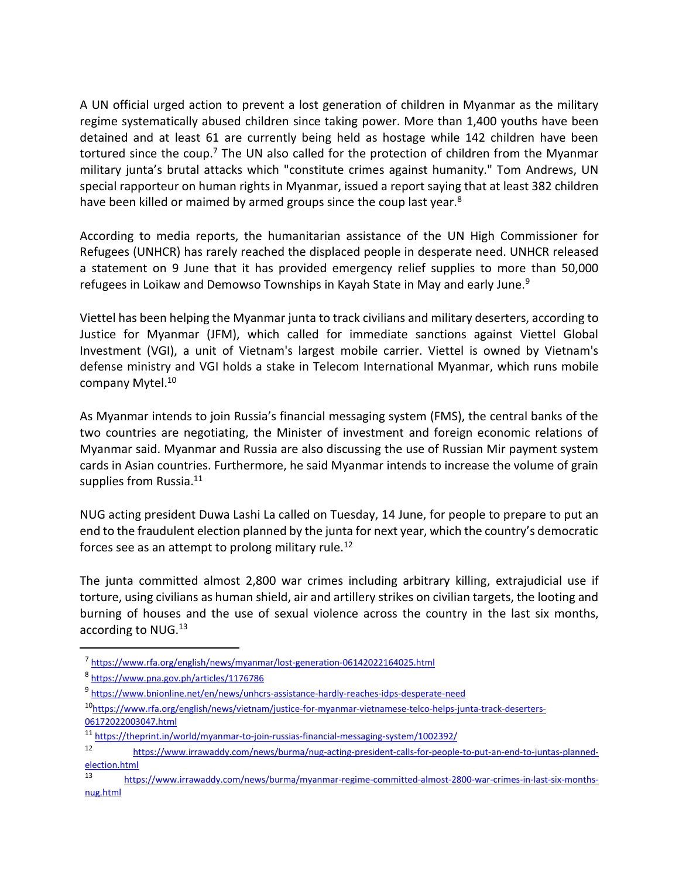A UN official urged action to prevent a lost generation of children in Myanmar as the military regime systematically abused children since taking power. More than 1,400 youths have been detained and at least 61 are currently being held as hostage while 142 children have been tortured since the coup.[7] The UN also called for the protection of children from the Myanmar military junta's brutal attacks which "constitute crimes against humanity." Tom Andrews, UN special rapporteur on human rights in Myanmar, issued a report saying that at least 382 children have been killed or maimed by armed groups since the coup last year.[8]

According to media reports, the humanitarian assistance of the UN High Commissioner for Refugees (UNHCR) has rarely reached the displaced people in desperate need. UNHCR released a statement on 9 June that it has provided emergency relief supplies to more than 50,000 refugees in Loikaw and Demowso Townships in Kayah State in May and early June.[9]

Viettel has been helping the Myanmar junta to track civilians and military deserters, according to Justice for Myanmar (JFM), which called for immediate sanctions against Viettel Global Investment (VGI), a unit of Vietnam's largest mobile carrier. Viettel is owned by Vietnam's defense ministry and VGI holds a stake in Telecom International Myanmar, which runs mobile company Mytel.[10]

As Myanmar intends to join Russia's financial messaging system (FMS), the central banks of the two countries are negotiating, the Minister of investment and foreign economic relations of Myanmar said. Myanmar and Russia are also discussing the use of Russian Mir payment system cards in Asian countries. Furthermore, he said Myanmar intends to increase the volume of grain supplies from Russia.[11]

NUG acting president Duwa Lashi La called on Tuesday, 14 June, for people to prepare to put an end to the fraudulent election planned by the junta for next year, which the country's democratic forces see as an attempt to prolong military rule.[12]

The junta committed almost 2,800 war crimes including arbitrary killing, extrajudicial use if torture, using civilians as human shield, air and artillery strikes on civilian targets, the looting and burning of houses and the use of sexual violence across the country in the last six months, according to NUG.[13]

---

[7] https://www.rfa.org/english/news/myanmar/lost-generation-06142022164025.html

[8] https://www.pna.gov.ph/articles/1176786

[9] https://www.bnionline.net/en/news/unhcrs-assistance-hardly-reaches-idps-desperate-need

[10] https://www.rfa.org/english/news/vietnam/justice-for-myanmar-vietnamese-telco-helps-junta-track-deserters-06172022003047.html

[11] https://theprint.in/world/myanmar-to-join-russias-financial-messaging-system/1002392/

[12] https://www.irrawaddy.com/news/burma/nug-acting-president-calls-for-people-to-put-an-end-to-juntas-planned-election.html

[13] https://www.irrawaddy.com/news/burma/myanmar-regime-committed-almost-2800-war-crimes-in-last-six-months-nug.html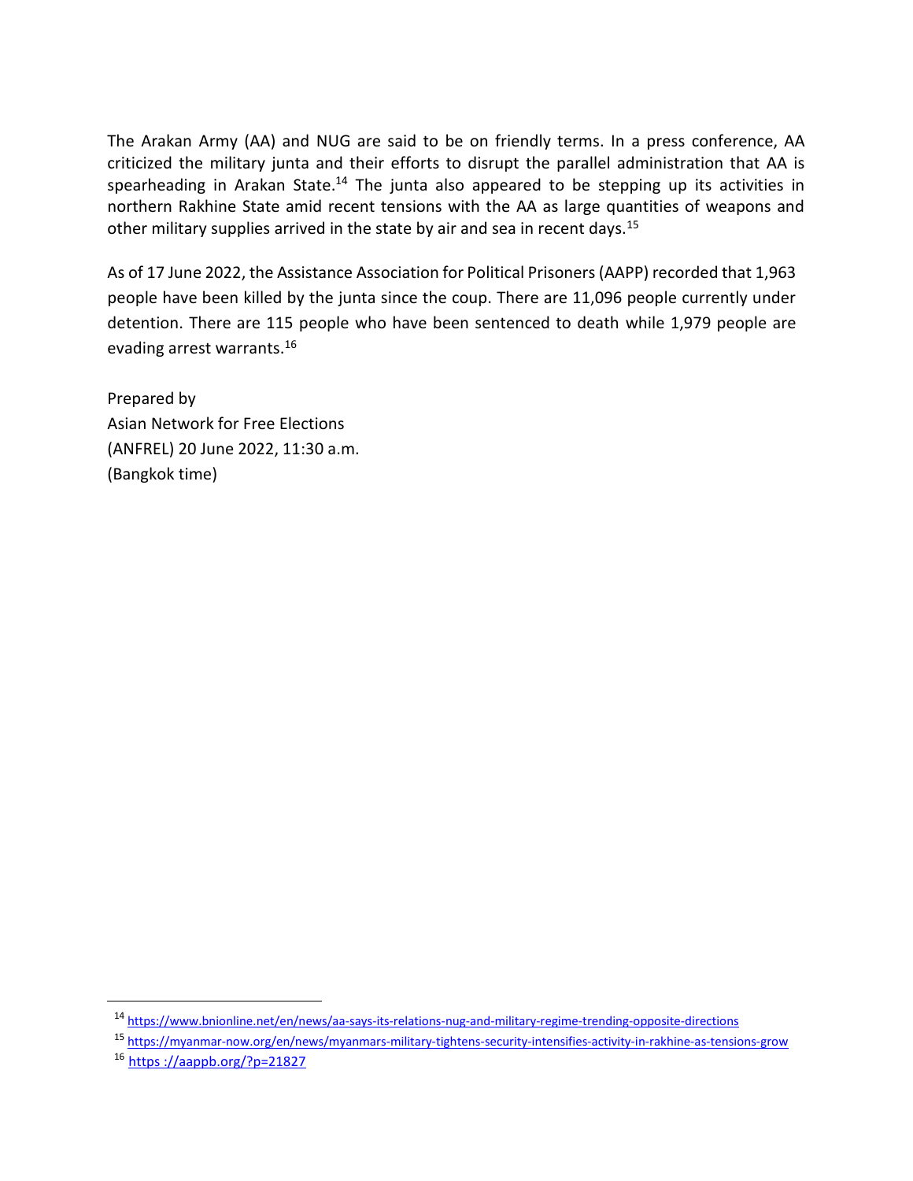The Arakan Army (AA) and NUG are said to be on friendly terms. In a press conference, AA criticized the military junta and their efforts to disrupt the parallel administration that AA is spearheading in Arakan State.[14] The junta also appeared to be stepping up its activities in northern Rakhine State amid recent tensions with the AA as large quantities of weapons and other military supplies arrived in the state by air and sea in recent days.[15]

As of 17 June 2022, the Assistance Association for Political Prisoners (AAPP) recorded that 1,963 people have been killed by the junta since the coup. There are 11,096 people currently under detention. There are 115 people who have been sentenced to death while 1,979 people are evading arrest warrants.[16]

Prepared by
Asian Network for Free Elections
(ANFREL) 20 June 2022, 11:30 a.m.
(Bangkok time)

---

[14] https://www.bnionline.net/en/news/aa-says-its-relations-nug-and-military-regime-trending-opposite-directions

[15] https://myanmar-now.org/en/news/myanmars-military-tightens-security-intensifies-activity-in-rakhine-as-tensions-grow

[16] https ://aappb.org/?p=21827